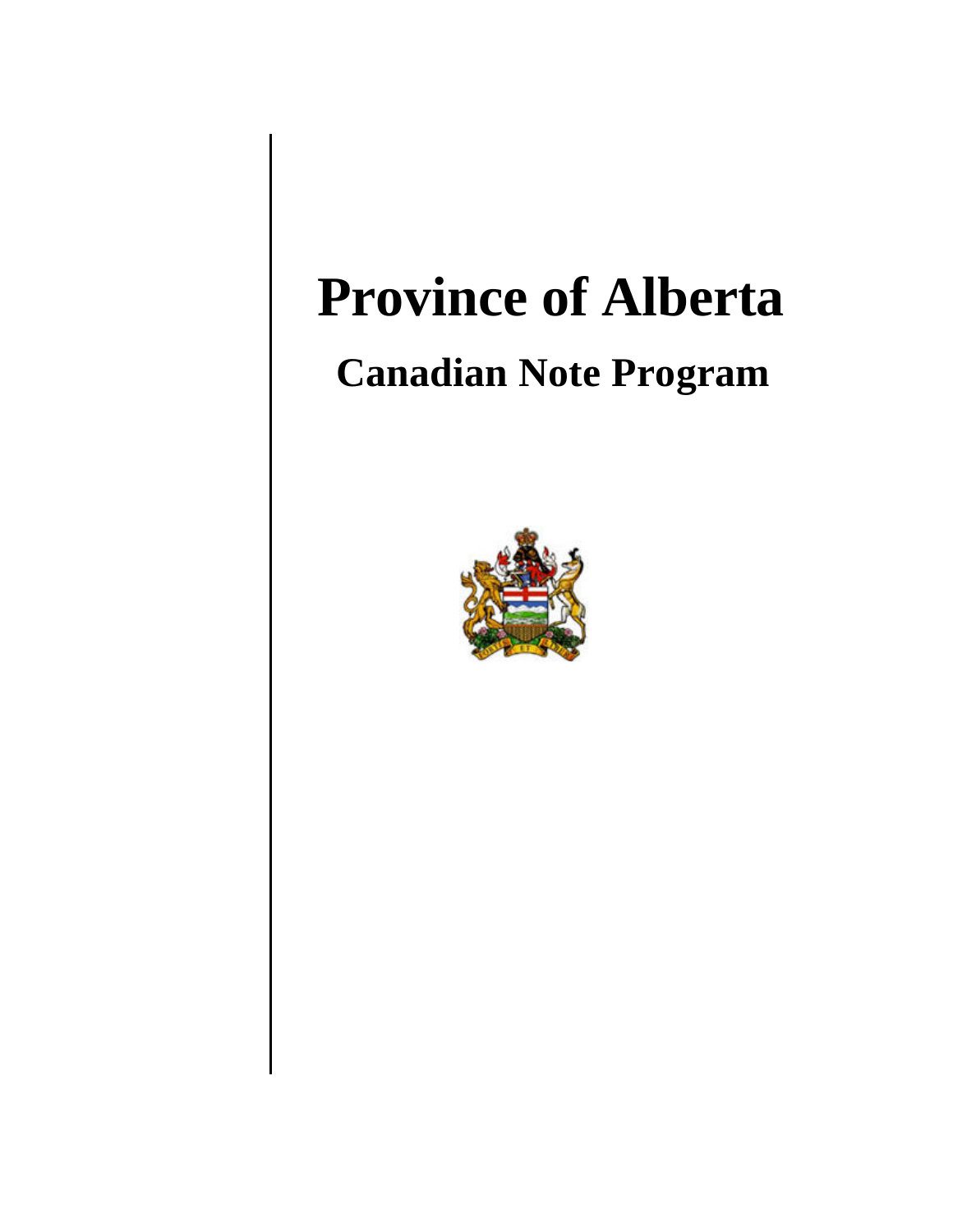# Province of Alberta

## Canadian Note Program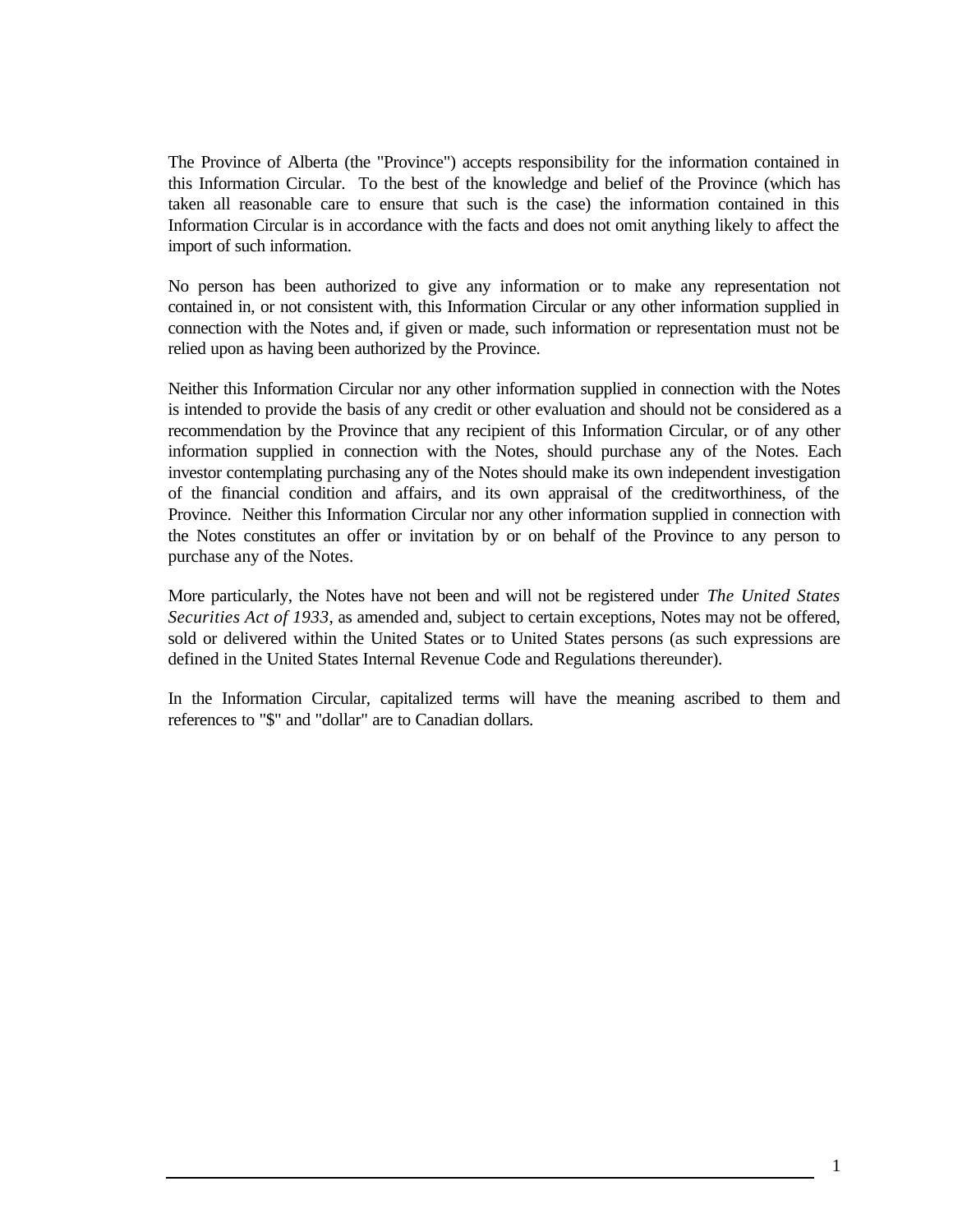The Province of Alberta (the "Province") accepts responsibility for the information contained in this Information Circular. To the best of the knowledge and belief of the Province (which has taken all reasonable care to ensure that such is the case) the information contained in this Information Circular is in accordance with the facts and does not omit anything likely to affect the import of such information.

No person has been authorized to give any information or to make any representation not contained in, or not consistent with, this Information Circular or any other information supplied in connection with the Notes and, if given or made, such information or representation must not be relied upon as having been authorized by the Province.

Neither this Information Circular nor any other information supplied in connection with the Notes is intended to provide the basis of any credit or other evaluation and should not be considered as a recommendation by the Province that any recipient of this Information Circular, or of any other information supplied in connection with the Notes, should purchase any of the Notes. Each investor contemplating purchasing any of the Notes should make its own independent investigation of the financial condition and affairs, and its own appraisal of the creditworthiness, of the Province. Neither this Information Circular nor any other information supplied in connection with the Notes constitutes an offer or invitation by or on behalf of the Province to any person to purchase any of the Notes.

More particularly, the Notes have not been and will not be registered under *The United States Securities Act of 1933*, as amended and, subject to certain exceptions, Notes may not be offered, sold or delivered within the United States or to United States persons (as such expressions are defined in the United States Internal Revenue Code and Regulations thereunder).

In the Information Circular, capitalized terms will have the meaning ascribed to them and references to "$" and "dollar" are to Canadian dollars.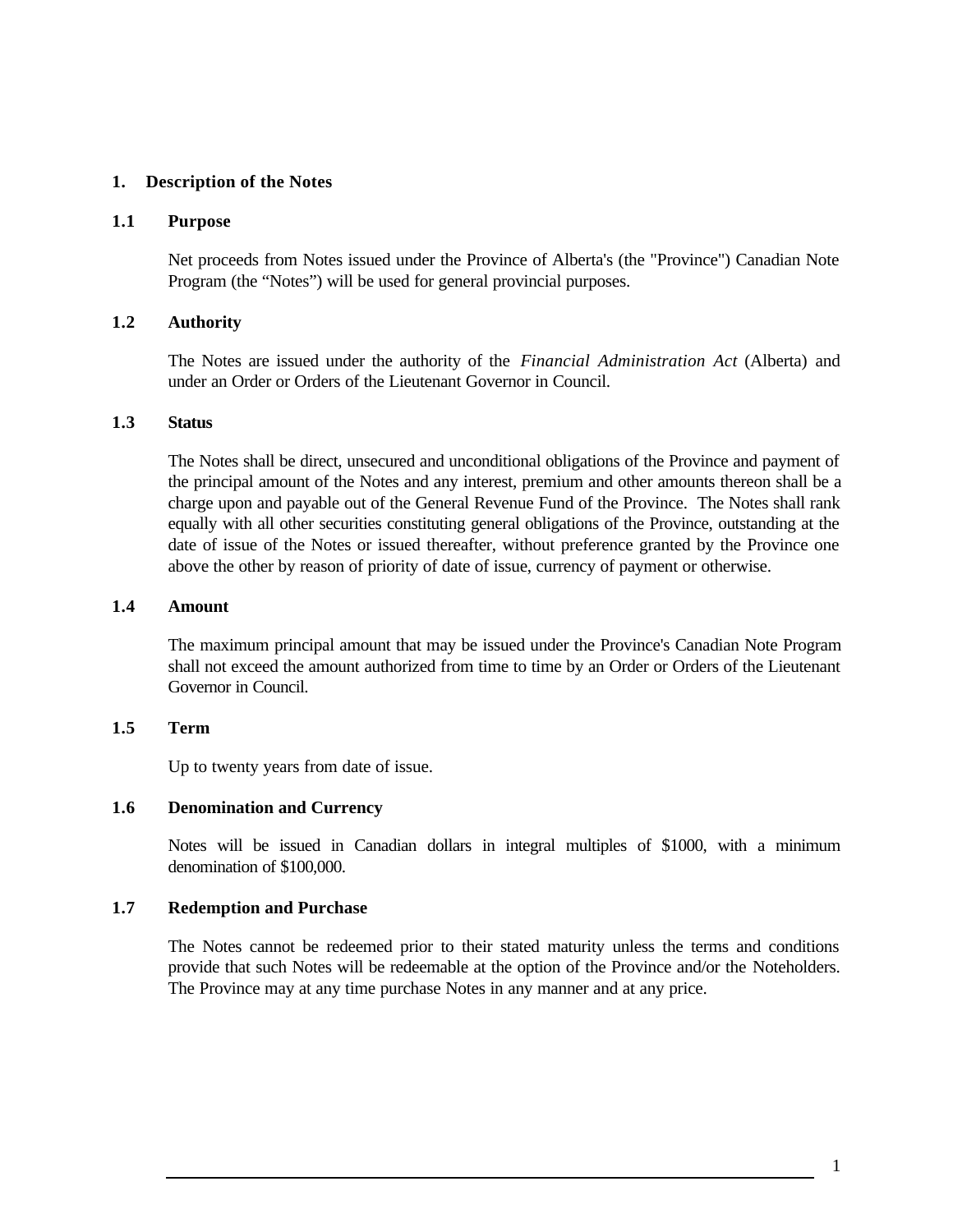# 1. Description of the Notes

## 1.1 Purpose

Net proceeds from Notes issued under the Province of Alberta's (the "Province") Canadian Note Program (the "Notes") will be used for general provincial purposes.

## 1.2 Authority

The Notes are issued under the authority of the *Financial Administration Act* (Alberta) and under an Order or Orders of the Lieutenant Governor in Council.

## 1.3 Status

The Notes shall be direct, unsecured and unconditional obligations of the Province and payment of the principal amount of the Notes and any interest, premium and other amounts thereon shall be a charge upon and payable out of the General Revenue Fund of the Province. The Notes shall rank equally with all other securities constituting general obligations of the Province, outstanding at the date of issue of the Notes or issued thereafter, without preference granted by the Province one above the other by reason of priority of date of issue, currency of payment or otherwise.

## 1.4 Amount

The maximum principal amount that may be issued under the Province's Canadian Note Program shall not exceed the amount authorized from time to time by an Order or Orders of the Lieutenant Governor in Council.

## 1.5 Term

Up to twenty years from date of issue.

## 1.6 Denomination and Currency

Notes will be issued in Canadian dollars in integral multiples of $1000, with a minimum denomination of $100,000.

## 1.7 Redemption and Purchase

The Notes cannot be redeemed prior to their stated maturity unless the terms and conditions provide that such Notes will be redeemable at the option of the Province and/or the Noteholders. The Province may at any time purchase Notes in any manner and at any price.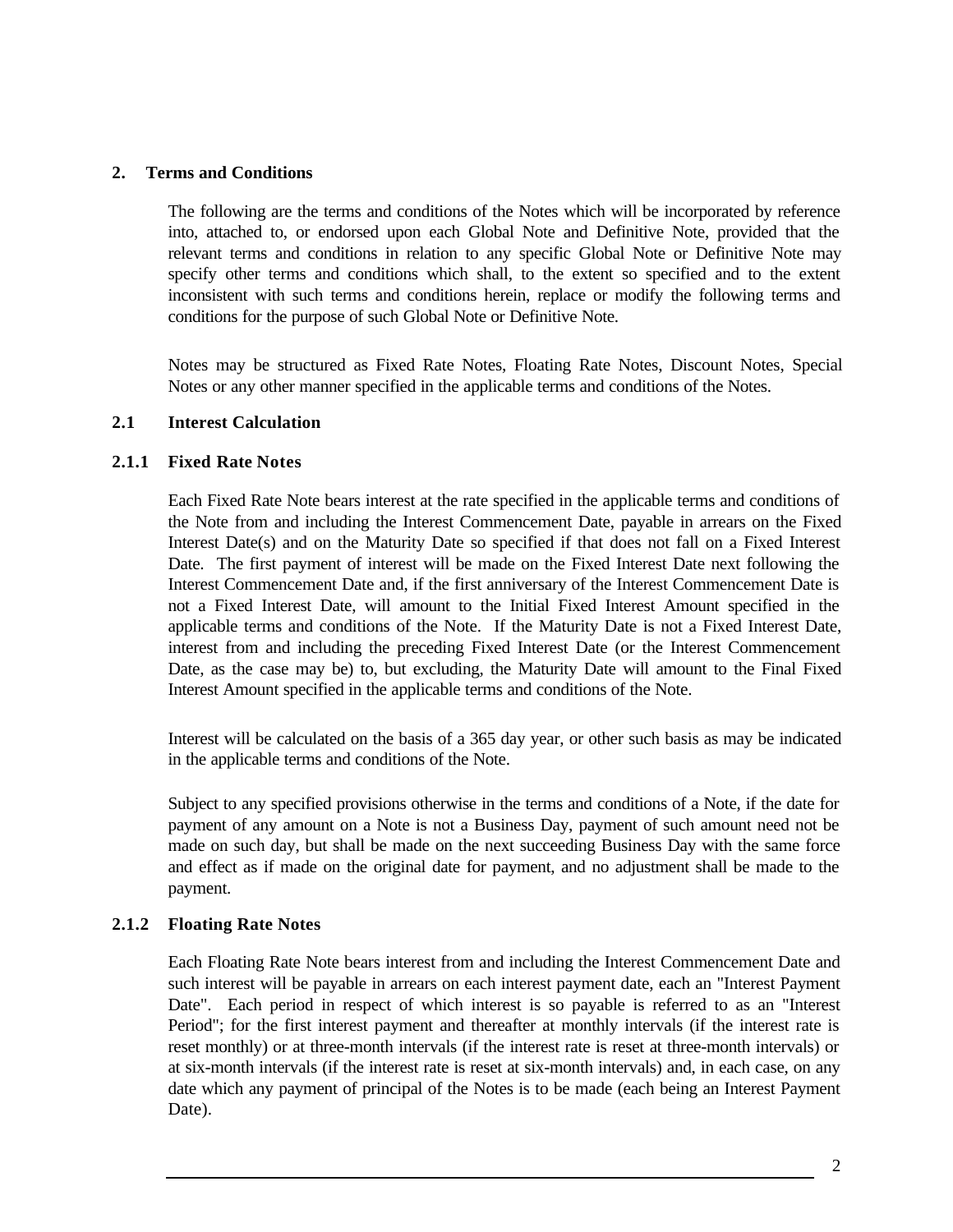## 2. Terms and Conditions

The following are the terms and conditions of the Notes which will be incorporated by reference into, attached to, or endorsed upon each Global Note and Definitive Note, provided that the relevant terms and conditions in relation to any specific Global Note or Definitive Note may specify other terms and conditions which shall, to the extent so specified and to the extent inconsistent with such terms and conditions herein, replace or modify the following terms and conditions for the purpose of such Global Note or Definitive Note.

Notes may be structured as Fixed Rate Notes, Floating Rate Notes, Discount Notes, Special Notes or any other manner specified in the applicable terms and conditions of the Notes.

### 2.1 Interest Calculation

#### 2.1.1 Fixed Rate Notes

Each Fixed Rate Note bears interest at the rate specified in the applicable terms and conditions of the Note from and including the Interest Commencement Date, payable in arrears on the Fixed Interest Date(s) and on the Maturity Date so specified if that does not fall on a Fixed Interest Date. The first payment of interest will be made on the Fixed Interest Date next following the Interest Commencement Date and, if the first anniversary of the Interest Commencement Date is not a Fixed Interest Date, will amount to the Initial Fixed Interest Amount specified in the applicable terms and conditions of the Note. If the Maturity Date is not a Fixed Interest Date, interest from and including the preceding Fixed Interest Date (or the Interest Commencement Date, as the case may be) to, but excluding, the Maturity Date will amount to the Final Fixed Interest Amount specified in the applicable terms and conditions of the Note.

Interest will be calculated on the basis of a 365 day year, or other such basis as may be indicated in the applicable terms and conditions of the Note.

Subject to any specified provisions otherwise in the terms and conditions of a Note, if the date for payment of any amount on a Note is not a Business Day, payment of such amount need not be made on such day, but shall be made on the next succeeding Business Day with the same force and effect as if made on the original date for payment, and no adjustment shall be made to the payment.

#### 2.1.2 Floating Rate Notes

Each Floating Rate Note bears interest from and including the Interest Commencement Date and such interest will be payable in arrears on each interest payment date, each an "Interest Payment Date". Each period in respect of which interest is so payable is referred to as an "Interest Period"; for the first interest payment and thereafter at monthly intervals (if the interest rate is reset monthly) or at three-month intervals (if the interest rate is reset at three-month intervals) or at six-month intervals (if the interest rate is reset at six-month intervals) and, in each case, on any date which any payment of principal of the Notes is to be made (each being an Interest Payment Date).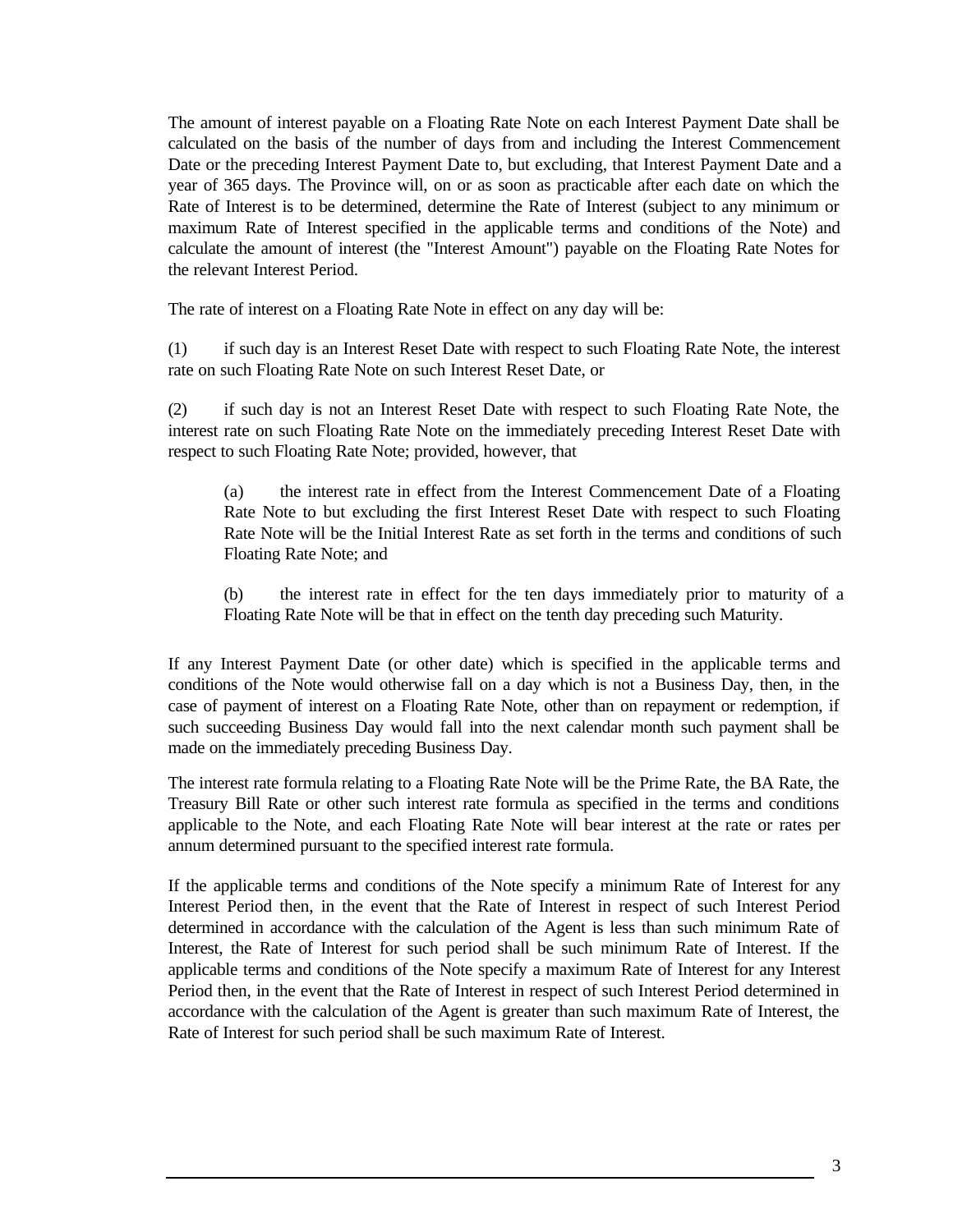The amount of interest payable on a Floating Rate Note on each Interest Payment Date shall be calculated on the basis of the number of days from and including the Interest Commencement Date or the preceding Interest Payment Date to, but excluding, that Interest Payment Date and a year of 365 days. The Province will, on or as soon as practicable after each date on which the Rate of Interest is to be determined, determine the Rate of Interest (subject to any minimum or maximum Rate of Interest specified in the applicable terms and conditions of the Note) and calculate the amount of interest (the "Interest Amount") payable on the Floating Rate Notes for the relevant Interest Period.

The rate of interest on a Floating Rate Note in effect on any day will be:

(1) if such day is an Interest Reset Date with respect to such Floating Rate Note, the interest rate on such Floating Rate Note on such Interest Reset Date, or

(2) if such day is not an Interest Reset Date with respect to such Floating Rate Note, the interest rate on such Floating Rate Note on the immediately preceding Interest Reset Date with respect to such Floating Rate Note; provided, however, that

> (a) the interest rate in effect from the Interest Commencement Date of a Floating Rate Note to but excluding the first Interest Reset Date with respect to such Floating Rate Note will be the Initial Interest Rate as set forth in the terms and conditions of such Floating Rate Note; and
>
> (b) the interest rate in effect for the ten days immediately prior to maturity of a Floating Rate Note will be that in effect on the tenth day preceding such Maturity.

If any Interest Payment Date (or other date) which is specified in the applicable terms and conditions of the Note would otherwise fall on a day which is not a Business Day, then, in the case of payment of interest on a Floating Rate Note, other than on repayment or redemption, if such succeeding Business Day would fall into the next calendar month such payment shall be made on the immediately preceding Business Day.

The interest rate formula relating to a Floating Rate Note will be the Prime Rate, the BA Rate, the Treasury Bill Rate or other such interest rate formula as specified in the terms and conditions applicable to the Note, and each Floating Rate Note will bear interest at the rate or rates per annum determined pursuant to the specified interest rate formula.

If the applicable terms and conditions of the Note specify a minimum Rate of Interest for any Interest Period then, in the event that the Rate of Interest in respect of such Interest Period determined in accordance with the calculation of the Agent is less than such minimum Rate of Interest, the Rate of Interest for such period shall be such minimum Rate of Interest. If the applicable terms and conditions of the Note specify a maximum Rate of Interest for any Interest Period then, in the event that the Rate of Interest in respect of such Interest Period determined in accordance with the calculation of the Agent is greater than such maximum Rate of Interest, the Rate of Interest for such period shall be such maximum Rate of Interest.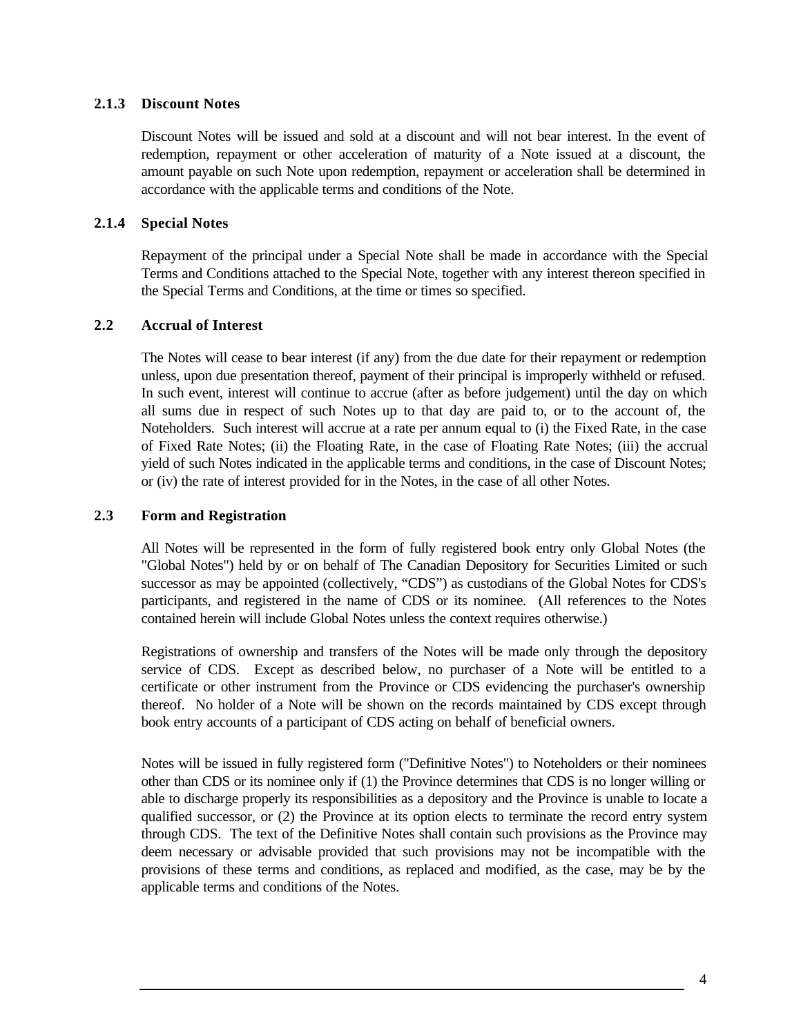### 2.1.3 Discount Notes

Discount Notes will be issued and sold at a discount and will not bear interest. In the event of redemption, repayment or other acceleration of maturity of a Note issued at a discount, the amount payable on such Note upon redemption, repayment or acceleration shall be determined in accordance with the applicable terms and conditions of the Note.

### 2.1.4 Special Notes

Repayment of the principal under a Special Note shall be made in accordance with the Special Terms and Conditions attached to the Special Note, together with any interest thereon specified in the Special Terms and Conditions, at the time or times so specified.

## 2.2 Accrual of Interest

The Notes will cease to bear interest (if any) from the due date for their repayment or redemption unless, upon due presentation thereof, payment of their principal is improperly withheld or refused. In such event, interest will continue to accrue (after as before judgement) until the day on which all sums due in respect of such Notes up to that day are paid to, or to the account of, the Noteholders. Such interest will accrue at a rate per annum equal to (i) the Fixed Rate, in the case of Fixed Rate Notes; (ii) the Floating Rate, in the case of Floating Rate Notes; (iii) the accrual yield of such Notes indicated in the applicable terms and conditions, in the case of Discount Notes; or (iv) the rate of interest provided for in the Notes, in the case of all other Notes.

## 2.3 Form and Registration

All Notes will be represented in the form of fully registered book entry only Global Notes (the "Global Notes") held by or on behalf of The Canadian Depository for Securities Limited or such successor as may be appointed (collectively, "CDS") as custodians of the Global Notes for CDS's participants, and registered in the name of CDS or its nominee. (All references to the Notes contained herein will include Global Notes unless the context requires otherwise.)

Registrations of ownership and transfers of the Notes will be made only through the depository service of CDS. Except as described below, no purchaser of a Note will be entitled to a certificate or other instrument from the Province or CDS evidencing the purchaser's ownership thereof. No holder of a Note will be shown on the records maintained by CDS except through book entry accounts of a participant of CDS acting on behalf of beneficial owners.

Notes will be issued in fully registered form ("Definitive Notes") to Noteholders or their nominees other than CDS or its nominee only if (1) the Province determines that CDS is no longer willing or able to discharge properly its responsibilities as a depository and the Province is unable to locate a qualified successor, or (2) the Province at its option elects to terminate the record entry system through CDS. The text of the Definitive Notes shall contain such provisions as the Province may deem necessary or advisable provided that such provisions may not be incompatible with the provisions of these terms and conditions, as replaced and modified, as the case, may be by the applicable terms and conditions of the Notes.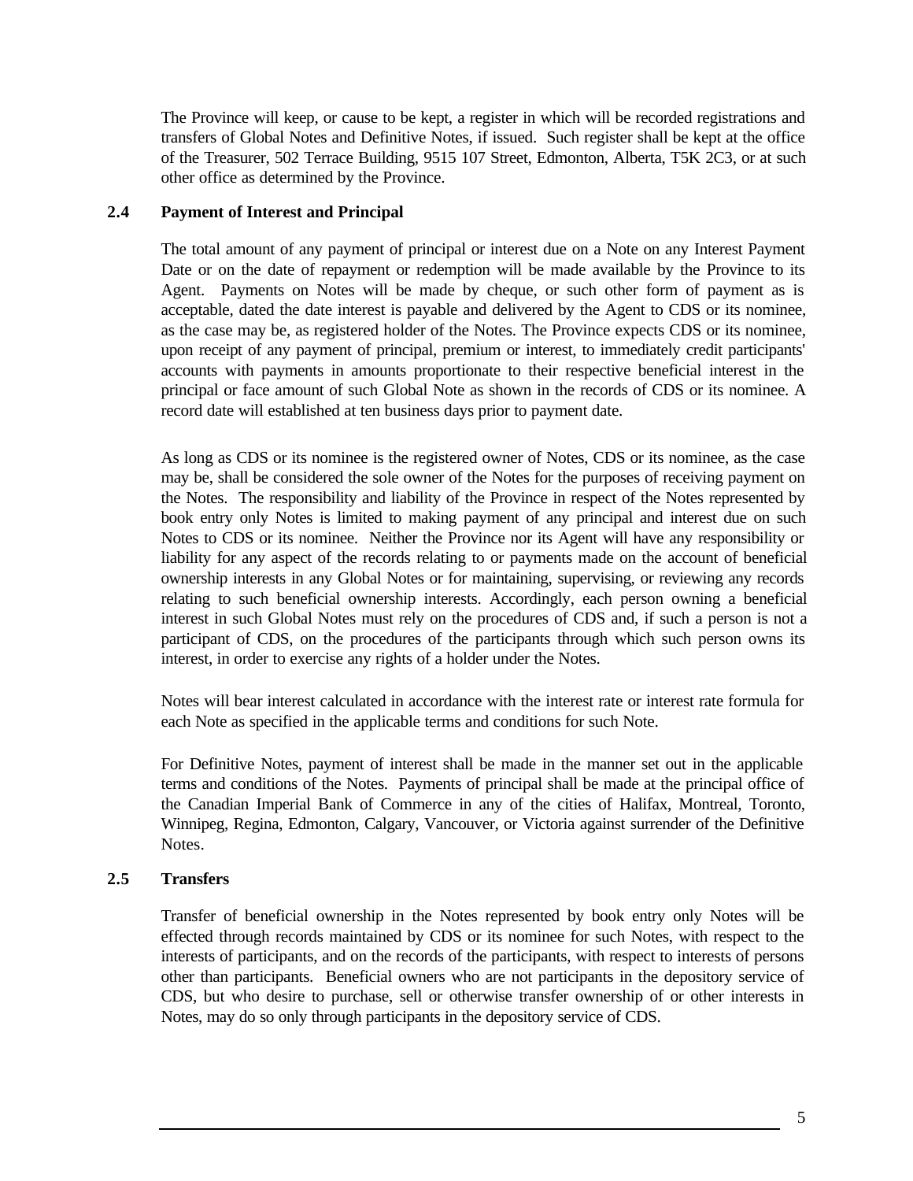The Province will keep, or cause to be kept, a register in which will be recorded registrations and transfers of Global Notes and Definitive Notes, if issued. Such register shall be kept at the office of the Treasurer, 502 Terrace Building, 9515 107 Street, Edmonton, Alberta, T5K 2C3, or at such other office as determined by the Province.

### 2.4 Payment of Interest and Principal

The total amount of any payment of principal or interest due on a Note on any Interest Payment Date or on the date of repayment or redemption will be made available by the Province to its Agent. Payments on Notes will be made by cheque, or such other form of payment as is acceptable, dated the date interest is payable and delivered by the Agent to CDS or its nominee, as the case may be, as registered holder of the Notes. The Province expects CDS or its nominee, upon receipt of any payment of principal, premium or interest, to immediately credit participants' accounts with payments in amounts proportionate to their respective beneficial interest in the principal or face amount of such Global Note as shown in the records of CDS or its nominee. A record date will established at ten business days prior to payment date.

As long as CDS or its nominee is the registered owner of Notes, CDS or its nominee, as the case may be, shall be considered the sole owner of the Notes for the purposes of receiving payment on the Notes. The responsibility and liability of the Province in respect of the Notes represented by book entry only Notes is limited to making payment of any principal and interest due on such Notes to CDS or its nominee. Neither the Province nor its Agent will have any responsibility or liability for any aspect of the records relating to or payments made on the account of beneficial ownership interests in any Global Notes or for maintaining, supervising, or reviewing any records relating to such beneficial ownership interests. Accordingly, each person owning a beneficial interest in such Global Notes must rely on the procedures of CDS and, if such a person is not a participant of CDS, on the procedures of the participants through which such person owns its interest, in order to exercise any rights of a holder under the Notes.

Notes will bear interest calculated in accordance with the interest rate or interest rate formula for each Note as specified in the applicable terms and conditions for such Note.

For Definitive Notes, payment of interest shall be made in the manner set out in the applicable terms and conditions of the Notes. Payments of principal shall be made at the principal office of the Canadian Imperial Bank of Commerce in any of the cities of Halifax, Montreal, Toronto, Winnipeg, Regina, Edmonton, Calgary, Vancouver, or Victoria against surrender of the Definitive Notes.

### 2.5 Transfers

Transfer of beneficial ownership in the Notes represented by book entry only Notes will be effected through records maintained by CDS or its nominee for such Notes, with respect to the interests of participants, and on the records of the participants, with respect to interests of persons other than participants. Beneficial owners who are not participants in the depository service of CDS, but who desire to purchase, sell or otherwise transfer ownership of or other interests in Notes, may do so only through participants in the depository service of CDS.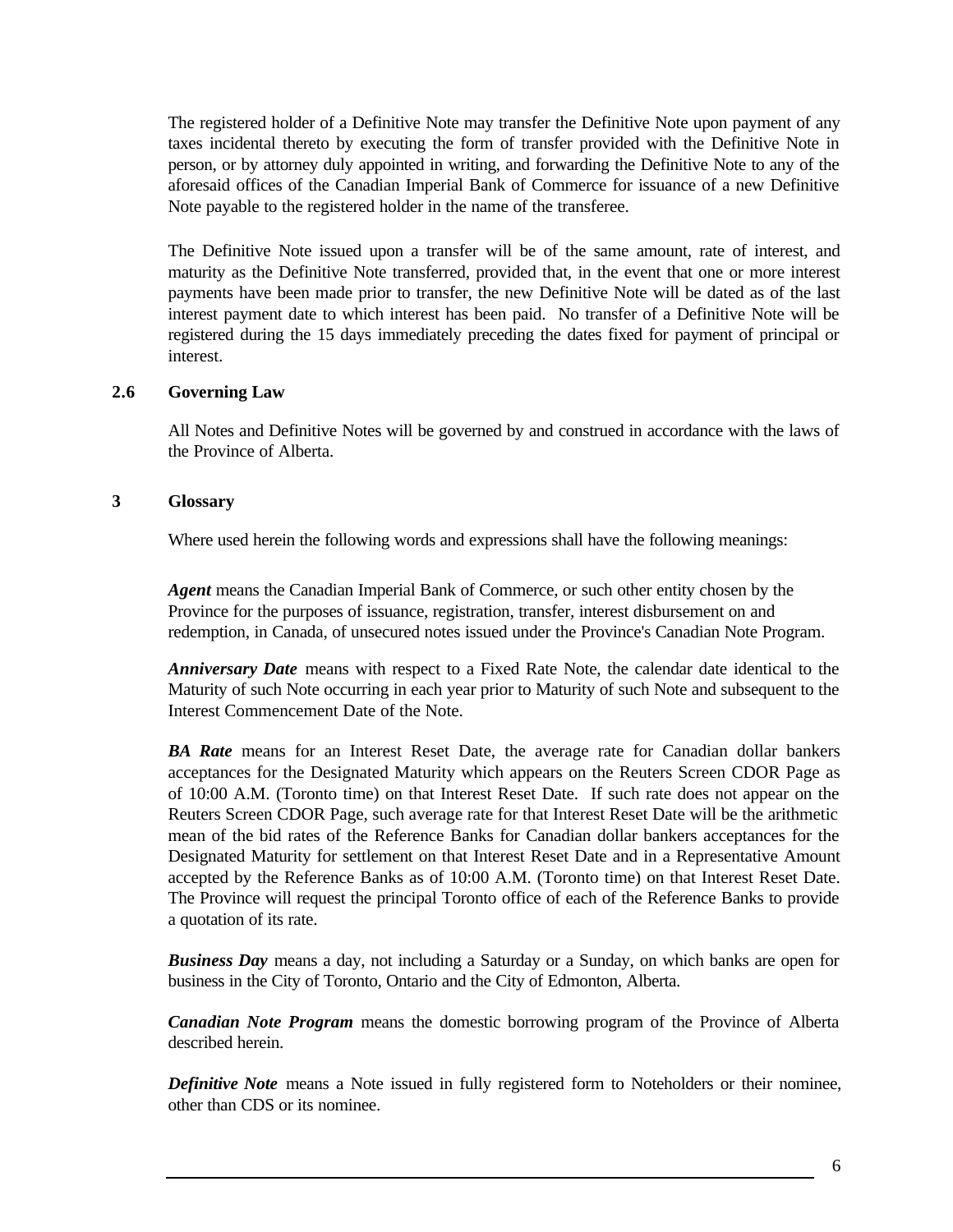The registered holder of a Definitive Note may transfer the Definitive Note upon payment of any taxes incidental thereto by executing the form of transfer provided with the Definitive Note in person, or by attorney duly appointed in writing, and forwarding the Definitive Note to any of the aforesaid offices of the Canadian Imperial Bank of Commerce for issuance of a new Definitive Note payable to the registered holder in the name of the transferee.

The Definitive Note issued upon a transfer will be of the same amount, rate of interest, and maturity as the Definitive Note transferred, provided that, in the event that one or more interest payments have been made prior to transfer, the new Definitive Note will be dated as of the last interest payment date to which interest has been paid. No transfer of a Definitive Note will be registered during the 15 days immediately preceding the dates fixed for payment of principal or interest.

### 2.6 Governing Law

All Notes and Definitive Notes will be governed by and construed in accordance with the laws of the Province of Alberta.

## 3 Glossary

Where used herein the following words and expressions shall have the following meanings:

***Agent*** means the Canadian Imperial Bank of Commerce, or such other entity chosen by the Province for the purposes of issuance, registration, transfer, interest disbursement on and redemption, in Canada, of unsecured notes issued under the Province's Canadian Note Program.

***Anniversary Date*** means with respect to a Fixed Rate Note, the calendar date identical to the Maturity of such Note occurring in each year prior to Maturity of such Note and subsequent to the Interest Commencement Date of the Note.

***BA Rate*** means for an Interest Reset Date, the average rate for Canadian dollar bankers acceptances for the Designated Maturity which appears on the Reuters Screen CDOR Page as of 10:00 A.M. (Toronto time) on that Interest Reset Date. If such rate does not appear on the Reuters Screen CDOR Page, such average rate for that Interest Reset Date will be the arithmetic mean of the bid rates of the Reference Banks for Canadian dollar bankers acceptances for the Designated Maturity for settlement on that Interest Reset Date and in a Representative Amount accepted by the Reference Banks as of 10:00 A.M. (Toronto time) on that Interest Reset Date. The Province will request the principal Toronto office of each of the Reference Banks to provide a quotation of its rate.

***Business Day*** means a day, not including a Saturday or a Sunday, on which banks are open for business in the City of Toronto, Ontario and the City of Edmonton, Alberta.

***Canadian Note Program*** means the domestic borrowing program of the Province of Alberta described herein.

***Definitive Note*** means a Note issued in fully registered form to Noteholders or their nominee, other than CDS or its nominee.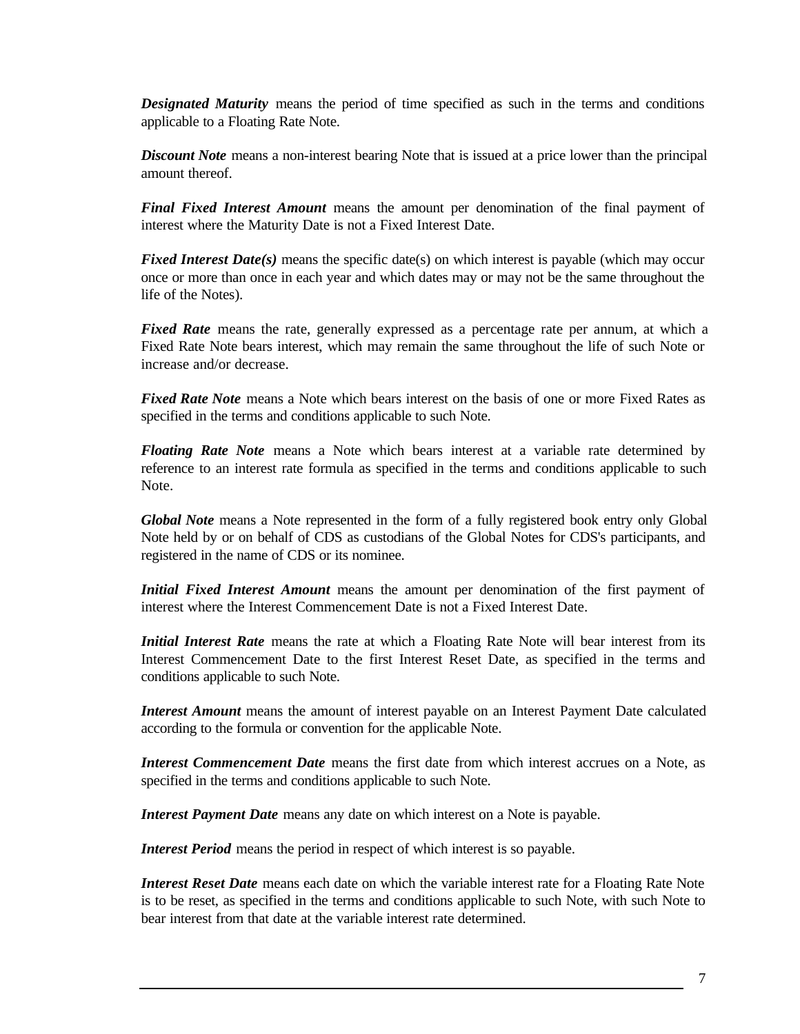***Designated Maturity*** means the period of time specified as such in the terms and conditions applicable to a Floating Rate Note.

***Discount Note*** means a non-interest bearing Note that is issued at a price lower than the principal amount thereof.

***Final Fixed Interest Amount*** means the amount per denomination of the final payment of interest where the Maturity Date is not a Fixed Interest Date.

***Fixed Interest Date(s)*** means the specific date(s) on which interest is payable (which may occur once or more than once in each year and which dates may or may not be the same throughout the life of the Notes).

***Fixed Rate*** means the rate, generally expressed as a percentage rate per annum, at which a Fixed Rate Note bears interest, which may remain the same throughout the life of such Note or increase and/or decrease.

***Fixed Rate Note*** means a Note which bears interest on the basis of one or more Fixed Rates as specified in the terms and conditions applicable to such Note.

***Floating Rate Note*** means a Note which bears interest at a variable rate determined by reference to an interest rate formula as specified in the terms and conditions applicable to such Note.

***Global Note*** means a Note represented in the form of a fully registered book entry only Global Note held by or on behalf of CDS as custodians of the Global Notes for CDS's participants, and registered in the name of CDS or its nominee.

***Initial Fixed Interest Amount*** means the amount per denomination of the first payment of interest where the Interest Commencement Date is not a Fixed Interest Date.

***Initial Interest Rate*** means the rate at which a Floating Rate Note will bear interest from its Interest Commencement Date to the first Interest Reset Date, as specified in the terms and conditions applicable to such Note.

***Interest Amount*** means the amount of interest payable on an Interest Payment Date calculated according to the formula or convention for the applicable Note.

***Interest Commencement Date*** means the first date from which interest accrues on a Note, as specified in the terms and conditions applicable to such Note.

***Interest Payment Date*** means any date on which interest on a Note is payable.

***Interest Period*** means the period in respect of which interest is so payable.

***Interest Reset Date*** means each date on which the variable interest rate for a Floating Rate Note is to be reset, as specified in the terms and conditions applicable to such Note, with such Note to bear interest from that date at the variable interest rate determined.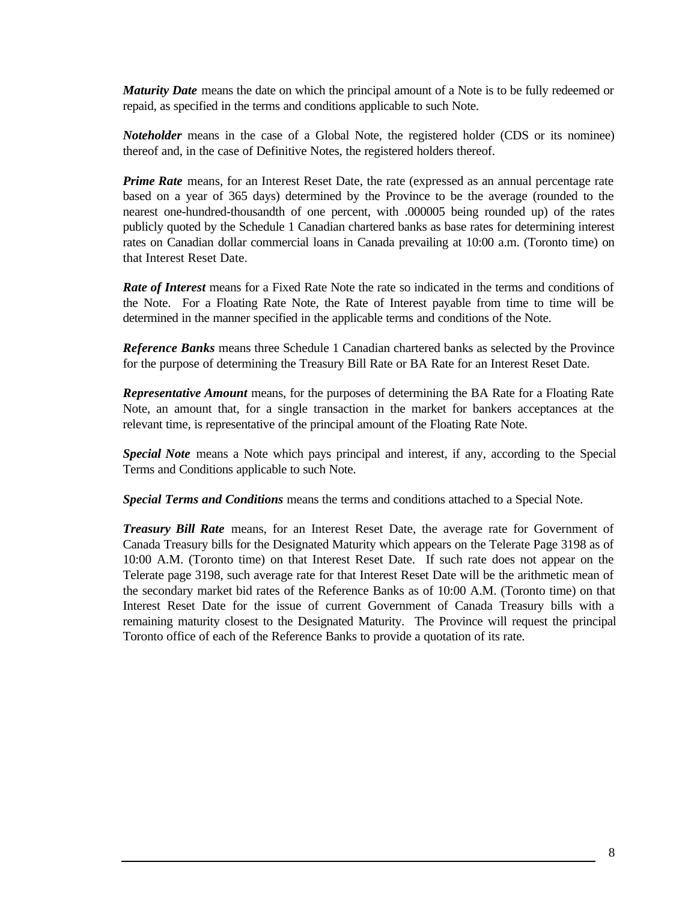***Maturity Date*** means the date on which the principal amount of a Note is to be fully redeemed or repaid, as specified in the terms and conditions applicable to such Note.

***Noteholder*** means in the case of a Global Note, the registered holder (CDS or its nominee) thereof and, in the case of Definitive Notes, the registered holders thereof.

***Prime Rate*** means, for an Interest Reset Date, the rate (expressed as an annual percentage rate based on a year of 365 days) determined by the Province to be the average (rounded to the nearest one-hundred-thousandth of one percent, with .000005 being rounded up) of the rates publicly quoted by the Schedule 1 Canadian chartered banks as base rates for determining interest rates on Canadian dollar commercial loans in Canada prevailing at 10:00 a.m. (Toronto time) on that Interest Reset Date.

***Rate of Interest*** means for a Fixed Rate Note the rate so indicated in the terms and conditions of the Note. For a Floating Rate Note, the Rate of Interest payable from time to time will be determined in the manner specified in the applicable terms and conditions of the Note.

***Reference Banks*** means three Schedule 1 Canadian chartered banks as selected by the Province for the purpose of determining the Treasury Bill Rate or BA Rate for an Interest Reset Date.

***Representative Amount*** means, for the purposes of determining the BA Rate for a Floating Rate Note, an amount that, for a single transaction in the market for bankers acceptances at the relevant time, is representative of the principal amount of the Floating Rate Note.

***Special Note*** means a Note which pays principal and interest, if any, according to the Special Terms and Conditions applicable to such Note.

***Special Terms and Conditions*** means the terms and conditions attached to a Special Note.

***Treasury Bill Rate*** means, for an Interest Reset Date, the average rate for Government of Canada Treasury bills for the Designated Maturity which appears on the Telerate Page 3198 as of 10:00 A.M. (Toronto time) on that Interest Reset Date. If such rate does not appear on the Telerate page 3198, such average rate for that Interest Reset Date will be the arithmetic mean of the secondary market bid rates of the Reference Banks as of 10:00 A.M. (Toronto time) on that Interest Reset Date for the issue of current Government of Canada Treasury bills with a remaining maturity closest to the Designated Maturity. The Province will request the principal Toronto office of each of the Reference Banks to provide a quotation of its rate.